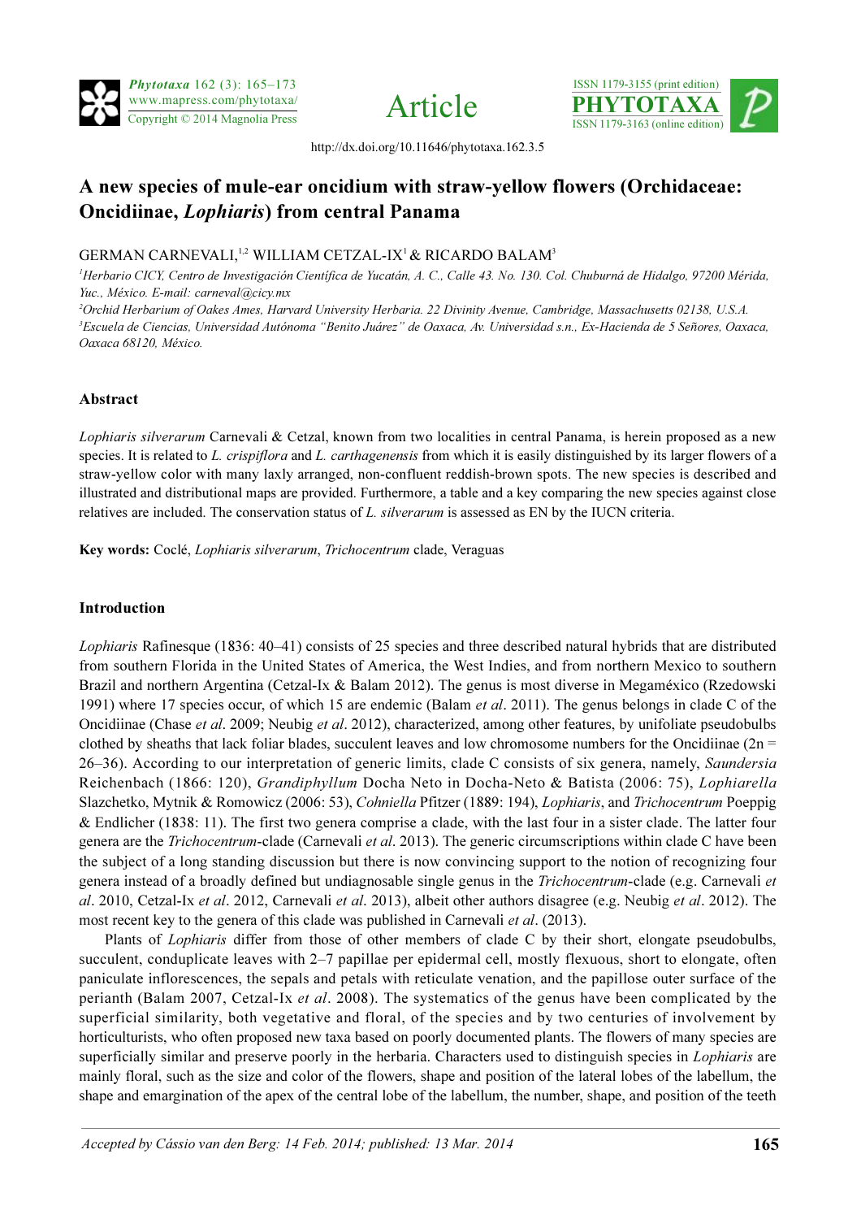# A new species of mule-ear oncidium with straw-yellow flowers (Orchidaceae: Oncidiinae, *Lophiaris*) from central Panama

GERMAN CARNEVALI,[1,2] WILLIAM CETZAL-IX[1] & RICARDO BALAM[3]

[1]*Herbario CICY, Centro de Investigación Científica de Yucatán, A. C., Calle 43. No. 130. Col. Chuburná de Hidalgo, 97200 Mérida, Yuc., México. E-mail: carneval@cicy.mx*

[2]*Orchid Herbarium of Oakes Ames, Harvard University Herbaria. 22 Divinity Avenue, Cambridge, Massachusetts 02138, U.S.A.*

[3]*Escuela de Ciencias, Universidad Autónoma "Benito Juárez" de Oaxaca, Av. Universidad s.n., Ex-Hacienda de 5 Señores, Oaxaca, Oaxaca 68120, México.*

## Abstract

*Lophiaris silverarum* Carnevali & Cetzal, known from two localities in central Panama, is herein proposed as a new species. It is related to *L. crispiflora* and *L. carthagenensis* from which it is easily distinguished by its larger flowers of a straw-yellow color with many laxly arranged, non-confluent reddish-brown spots. The new species is described and illustrated and distributional maps are provided. Furthermore, a table and a key comparing the new species against close relatives are included. The conservation status of *L. silverarum* is assessed as EN by the IUCN criteria.

**Key words:** Coclé, *Lophiaris silverarum*, *Trichocentrum* clade, Veraguas

## Introduction

*Lophiaris* Rafinesque (1836: 40–41) consists of 25 species and three described natural hybrids that are distributed from southern Florida in the United States of America, the West Indies, and from northern Mexico to southern Brazil and northern Argentina (Cetzal-Ix & Balam 2012). The genus is most diverse in Megaméxico (Rzedowski 1991) where 17 species occur, of which 15 are endemic (Balam *et al*. 2011). The genus belongs in clade C of the Oncidiinae (Chase *et al*. 2009; Neubig *et al*. 2012), characterized, among other features, by unifoliate pseudobulbs clothed by sheaths that lack foliar blades, succulent leaves and low chromosome numbers for the Oncidiinae (2n = 26–36). According to our interpretation of generic limits, clade C consists of six genera, namely, *Saundersia* Reichenbach (1866: 120), *Grandiphyllum* Docha Neto in Docha-Neto & Batista (2006: 75), *Lophiarella* Slazchetko, Mytnik & Romowicz (2006: 53), *Cohniella* Pfitzer (1889: 194), *Lophiaris*, and *Trichocentrum* Poeppig & Endlicher (1838: 11). The first two genera comprise a clade, with the last four in a sister clade. The latter four genera are the *Trichocentrum*-clade (Carnevali *et al*. 2013). The generic circumscriptions within clade C have been the subject of a long standing discussion but there is now convincing support to the notion of recognizing four genera instead of a broadly defined but undiagnosable single genus in the *Trichocentrum*-clade (e.g. Carnevali *et al*. 2010, Cetzal-Ix *et al*. 2012, Carnevali *et al*. 2013), albeit other authors disagree (e.g. Neubig *et al*. 2012). The most recent key to the genera of this clade was published in Carnevali *et al*. (2013).

Plants of *Lophiaris* differ from those of other members of clade C by their short, elongate pseudobulbs, succulent, conduplicate leaves with 2–7 papillae per epidermal cell, mostly flexuous, short to elongate, often paniculate inflorescences, the sepals and petals with reticulate venation, and the papillose outer surface of the perianth (Balam 2007, Cetzal-Ix *et al*. 2008). The systematics of the genus have been complicated by the superficial similarity, both vegetative and floral, of the species and by two centuries of involvement by horticulturists, who often proposed new taxa based on poorly documented plants. The flowers of many species are superficially similar and preserve poorly in the herbaria. Characters used to distinguish species in *Lophiaris* are mainly floral, such as the size and color of the flowers, shape and position of the lateral lobes of the labellum, the shape and emargination of the apex of the central lobe of the labellum, the number, shape, and position of the teeth

Accepted by Cássio van den Berg: 14 Feb. 2014; published: 13 Mar. 2014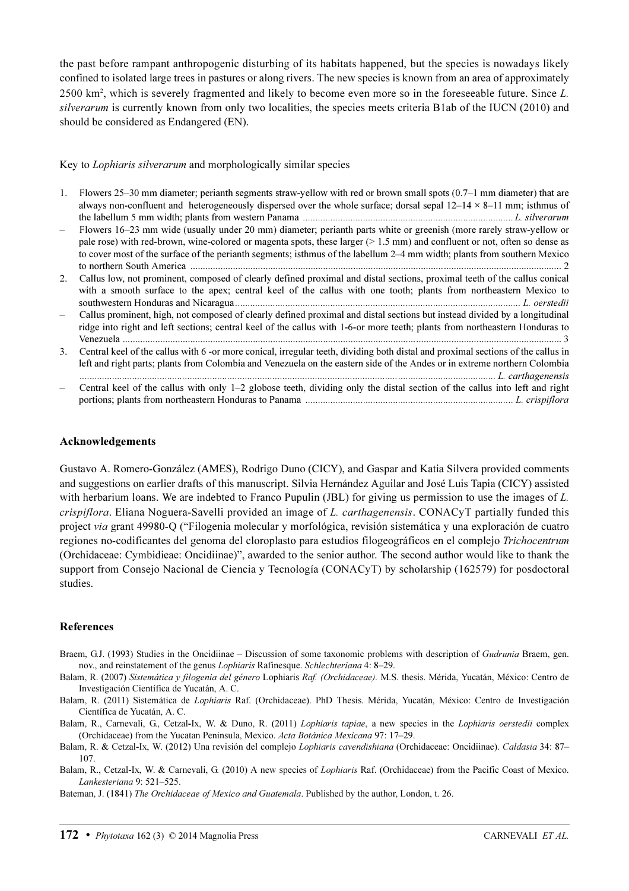the past before rampant anthropogenic disturbing of its habitats happened, but the species is nowadays likely confined to isolated large trees in pastures or along rivers. The new species is known from an area of approximately 2500 km$^2$, which is severely fragmented and likely to become even more so in the foreseeable future. Since *L. silverarum* is currently known from only two localities, the species meets criteria B1ab of the IUCN (2010) and should be considered as Endangered (EN).

Key to *Lophiaris silverarum* and morphologically similar species

1. Flowers 25–30 mm diameter; perianth segments straw-yellow with red or brown small spots (0.7–1 mm diameter) that are always non-confluent and heterogeneously dispersed over the whole surface; dorsal sepal 12–14 × 8–11 mm; isthmus of the labellum 5 mm width; plants from western Panama ................................................................................... *L. silverarum*
– Flowers 16–23 mm wide (usually under 20 mm) diameter; perianth parts white or greenish (more rarely straw-yellow or pale rose) with red-brown, wine-colored or magenta spots, these larger (> 1.5 mm) and confluent or not, often so dense as to cover most of the surface of the perianth segments; isthmus of the labellum 2–4 mm width; plants from southern Mexico to northern South America ................................................................................................................................ 2
2. Callus low, not prominent, composed of clearly defined proximal and distal sections, proximal teeth of the callus conical with a smooth surface to the apex; central keel of the callus with one tooth; plants from northeastern Mexico to southwestern Honduras and Nicaragua.................................................................................................................. *L. oerstedii*
– Callus prominent, high, not composed of clearly defined proximal and distal sections but instead divided by a longitudinal ridge into right and left sections; central keel of the callus with 1-6-or more teeth; plants from northeastern Honduras to Venezuela ........................................................................................................................................................... 3
3. Central keel of the callus with 6 -or more conical, irregular teeth, dividing both distal and proximal sections of the callus in left and right parts; plants from Colombia and Venezuela on the eastern side of the Andes or in extreme northern Colombia ..................................................................................................................................................... *L. carthagenensis*
– Central keel of the callus with only 1–2 globose teeth, dividing only the distal section of the callus into left and right portions; plants from northeastern Honduras to Panama .................................................................................. *L. crispiflora*

## Acknowledgements

Gustavo A. Romero-González (AMES), Rodrigo Duno (CICY), and Gaspar and Katia Silvera provided comments and suggestions on earlier drafts of this manuscript. Silvia Hernández Aguilar and José Luis Tapia (CICY) assisted with herbarium loans. We are indebted to Franco Pupulin (JBL) for giving us permission to use the images of *L. crispiflora*. Eliana Noguera-Savelli provided an image of *L. carthagenensis*. CONACyT partially funded this project *via* grant 49980-Q ("Filogenia molecular y morfológica, revisión sistemática y una exploración de cuatro regiones no-codificantes del genoma del cloroplasto para estudios filogeográficos en el complejo *Trichocentrum* (Orchidaceae: Cymbidieae: Oncidiinae)", awarded to the senior author. The second author would like to thank the support from Consejo Nacional de Ciencia y Tecnología (CONACyT) by scholarship (162579) for posdoctoral studies.

## References

Braem, G.J. (1993) Studies in the Oncidiinae – Discussion of some taxonomic problems with description of *Gudrunia* Braem, gen. nov., and reinstatement of the genus *Lophiaris* Rafinesque. *Schlechteriana* 4: 8–29.

Balam, R. (2007) *Sistemática y filogenia del género* Lophiaris *Raf. (Orchidaceae).* M.S. thesis. Mérida, Yucatán, México: Centro de Investigación Científica de Yucatán, A. C.

Balam, R. (2011) Sistemática de *Lophiaris* Raf. (Orchidaceae). PhD Thesis. Mérida, Yucatán, México: Centro de Investigación Científica de Yucatán, A. C.

Balam, R., Carnevali, G., Cetzal-Ix, W. & Duno, R. (2011) *Lophiaris tapiae*, a new species in the *Lophiaris oerstedii* complex (Orchidaceae) from the Yucatan Peninsula, Mexico. *Acta Botánica Mexicana* 97: 17–29.

Balam, R. & Cetzal-Ix, W. (2012) Una revisión del complejo *Lophiaris cavendishiana* (Orchidaceae: Oncidiinae). *Caldasia* 34: 87–107.

Balam, R., Cetzal-Ix, W. & Carnevali, G. (2010) A new species of *Lophiaris* Raf. (Orchidaceae) from the Pacific Coast of Mexico. *Lankesteriana* 9: 521–525.

Bateman, J. (1841) *The Orchidaceae of Mexico and Guatemala*. Published by the author, London, t. 26.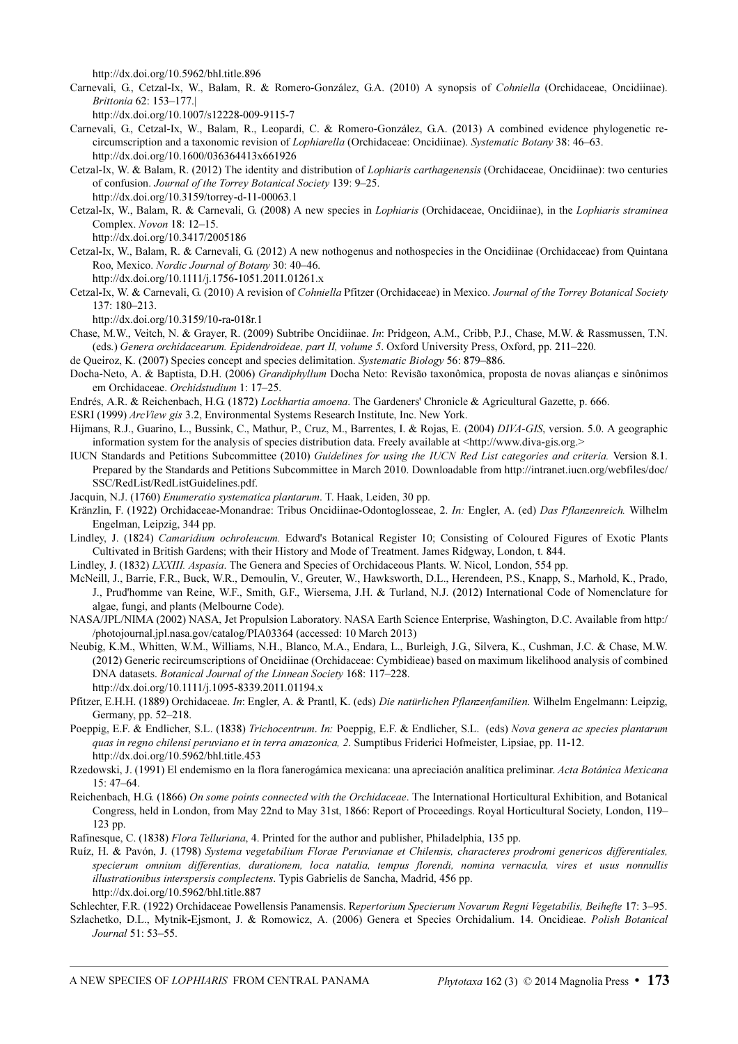http://dx.doi.org/10.5962/bhl.title.896

Carnevali, G., Cetzal-Ix, W., Balam, R. & Romero-González, G.A. (2010) A synopsis of *Cohniella* (Orchidaceae, Oncidiinae). *Brittonia* 62: 153–177.|
http://dx.doi.org/10.1007/s12228-009-9115-7

Carnevali, G., Cetzal-Ix, W., Balam, R., Leopardi, C. & Romero-González, G.A. (2013) A combined evidence phylogenetic re-circumscription and a taxonomic revision of *Lophiarella* (Orchidaceae: Oncidiinae). *Systematic Botany* 38: 46–63.
http://dx.doi.org/10.1600/036364413x661926

Cetzal-Ix, W. & Balam, R. (2012) The identity and distribution of *Lophiaris carthagenensis* (Orchidaceae, Oncidiinae): two centuries of confusion. *Journal of the Torrey Botanical Society* 139: 9–25.
http://dx.doi.org/10.3159/torrey-d-11-00063.1

Cetzal-Ix, W., Balam, R. & Carnevali, G. (2008) A new species in *Lophiaris* (Orchidaceae, Oncidiinae), in the *Lophiaris straminea* Complex. *Novon* 18: 12–15.
http://dx.doi.org/10.3417/2005186

Cetzal-Ix, W., Balam, R. & Carnevali, G. (2012) A new nothogenus and nothospecies in the Oncidiinae (Orchidaceae) from Quintana Roo, Mexico. *Nordic Journal of Botany* 30: 40–46.
http://dx.doi.org/10.1111/j.1756-1051.2011.01261.x

Cetzal-Ix, W. & Carnevali, G. (2010) A revision of *Cohniella* Pfitzer (Orchidaceae) in Mexico. *Journal of the Torrey Botanical Society* 137: 180–213.
http://dx.doi.org/10.3159/10-ra-018r.1

Chase, M.W., Veitch, N. & Grayer, R. (2009) Subtribe Oncidiinae. *In*: Pridgeon, A.M., Cribb, P.J., Chase, M.W. & Rassmussen, T.N. (eds.) *Genera orchidacearum. Epidendroideae, part II, volume 5*. Oxford University Press, Oxford, pp. 211–220.

de Queiroz, K. (2007) Species concept and species delimitation. *Systematic Biology* 56: 879–886.

Docha-Neto, A. & Baptista, D.H. (2006) *Grandiphyllum* Docha Neto: Revisão taxonômica, proposta de novas alianças e sinônimos em Orchidaceae. *Orchidstudium* 1: 17–25.

Endrés, A.R. & Reichenbach, H.G. (1872) *Lockhartia amoena*. The Gardeners' Chronicle & Agricultural Gazette, p. 666.

ESRI (1999) *ArcView gis* 3.2, Environmental Systems Research Institute, Inc. New York.

Hijmans, R.J., Guarino, L., Bussink, C., Mathur, P., Cruz, M., Barrentes, I. & Rojas, E. (2004) *DIVA-GIS*, version. 5.0. A geographic information system for the analysis of species distribution data. Freely available at <http://www.diva-gis.org.>

IUCN Standards and Petitions Subcommittee (2010) *Guidelines for using the IUCN Red List categories and criteria.* Version 8.1. Prepared by the Standards and Petitions Subcommittee in March 2010. Downloadable from http://intranet.iucn.org/webfiles/doc/SSC/RedList/RedListGuidelines.pdf.

Jacquin, N.J. (1760) *Enumeratio systematica plantarum*. T. Haak, Leiden, 30 pp.

Kränzlin, F. (1922) Orchidaceae-Monandrae: Tribus Oncidiinae-Odontoglosseae, 2. *In:* Engler, A. (ed) *Das Pflanzenreich.* Wilhelm Engelman, Leipzig, 344 pp.

Lindley, J. (1824) *Camaridium ochroleucum.* Edward's Botanical Register 10; Consisting of Coloured Figures of Exotic Plants Cultivated in British Gardens; with their History and Mode of Treatment. James Ridgway, London, t. 844.

Lindley, J. (1832) *LXXIII. Aspasia*. The Genera and Species of Orchidaceous Plants. W. Nicol, London, 554 pp.

McNeill, J., Barrie, F.R., Buck, W.R., Demoulin, V., Greuter, W., Hawksworth, D.L., Herendeen, P.S., Knapp, S., Marhold, K., Prado, J., Prud'homme van Reine, W.F., Smith, G.F., Wiersema, J.H. & Turland, N.J. (2012) International Code of Nomenclature for algae, fungi, and plants (Melbourne Code).

NASA/JPL/NIMA (2002) NASA, Jet Propulsion Laboratory. NASA Earth Science Enterprise, Washington, D.C. Available from http://photojournal.jpl.nasa.gov/catalog/PIA03364 (accessed: 10 March 2013)

Neubig, K.M., Whitten, W.M., Williams, N.H., Blanco, M.A., Endara, L., Burleigh, J.G., Silvera, K., Cushman, J.C. & Chase, M.W. (2012) Generic recircumscriptions of Oncidiinae (Orchidaceae: Cymbidieae) based on maximum likelihood analysis of combined DNA datasets. *Botanical Journal of the Linnean Society* 168: 117–228.
http://dx.doi.org/10.1111/j.1095-8339.2011.01194.x

Pfitzer, E.H.H. (1889) Orchidaceae. *In*: Engler, A. & Prantl, K. (eds) *Die natürlichen Pflanzenfamilien*. Wilhelm Engelmann: Leipzig, Germany, pp. 52–218.

Poeppig, E.F. & Endlicher, S.L. (1838) *Trichocentrum*. *In:* Poeppig, E.F. & Endlicher, S.L. (eds) *Nova genera ac species plantarum quas in regno chilensi peruviano et in terra amazonica, 2*. Sumptibus Friderici Hofmeister, Lipsiae, pp. 11-12.
http://dx.doi.org/10.5962/bhl.title.453

Rzedowski, J. (1991) El endemismo en la flora fanerogámica mexicana: una apreciación analítica preliminar. *Acta Botánica Mexicana* 15: 47–64.

Reichenbach, H.G. (1866) *On some points connected with the Orchidaceae*. The International Horticultural Exhibition, and Botanical Congress, held in London, from May 22nd to May 31st, 1866: Report of Proceedings. Royal Horticultural Society, London, 119–123 pp.

Rafinesque, C. (1838) *Flora Telluriana*, 4. Printed for the author and publisher, Philadelphia, 135 pp.

Ruíz, H. & Pavón, J. (1798) *Systema vegetabilium Florae Peruvianae et Chilensis, characteres prodromi genericos differentiales, specierum omnium differentias, durationem, loca natalia, tempus florendi, nomina vernacula, vires et usus nonnullis illustrationibus interspersis complectens*. Typis Gabrielis de Sancha, Madrid, 456 pp.
http://dx.doi.org/10.5962/bhl.title.887

Schlechter, F.R. (1922) Orchidaceae Powellensis Panamensis. R*epertorium Specierum Novarum Regni Vegetabilis, Beihefte* 17: 3–95.

Szlachetko, D.L., Mytnik-Ejsmont, J. & Romowicz, A. (2006) Genera et Species Orchidalium. 14. Oncidieae. *Polish Botanical Journal* 51: 53–55.